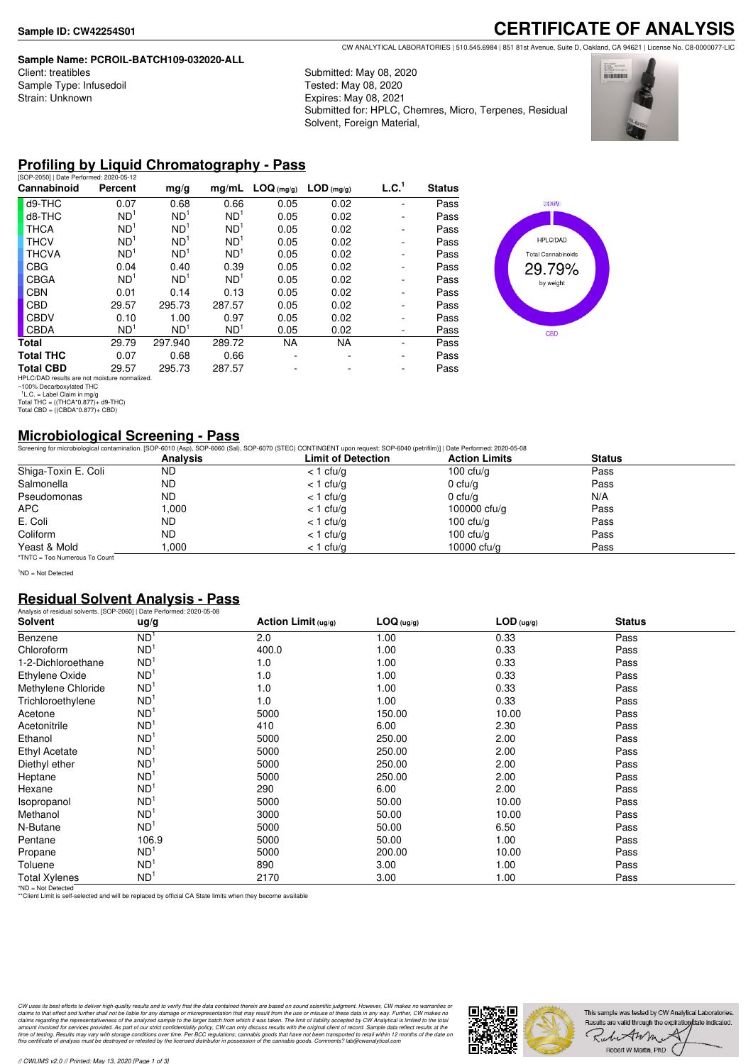**Sample ID: CW42254S01**

# CERTIFICATE OF ANALYSIS

CW ANALYTICAL LABORATORIES | 510.545.6984 | 851 81st Avenue, Suite D, Oakland, CA 94621 | License No. C8-0000077-LIC

**Sample Name: PCROIL-BATCH109-032020-ALL**
Client: treatibles
Sample Type: Infusedoil
Strain: Unknown

Submitted: May 08, 2020
Tested: May 08, 2020
Expires: May 08, 2021
Submitted for: HPLC, Chemres, Micro, Terpenes, Residual Solvent, Foreign Material,

## Profiling by Liquid Chromatography - Pass

[SOP-2050] | Date Performed: 2020-05-12

| Cannabinoid | Percent | mg/g | mg/mL | LOQ (mg/g) | LOD (mg/g) | L.C.[1] | Status |
|---|---|---|---|---|---|---|---|
| d9-THC | 0.07 | 0.68 | 0.66 | 0.05 | 0.02 | - | Pass |
| d8-THC | ND[1] | ND[1] | ND[1] | 0.05 | 0.02 | - | Pass |
| THCA | ND[1] | ND[1] | ND[1] | 0.05 | 0.02 | - | Pass |
| THCV | ND[1] | ND[1] | ND[1] | 0.05 | 0.02 | - | Pass |
| THCVA | ND[1] | ND[1] | ND[1] | 0.05 | 0.02 | - | Pass |
| CBG | 0.04 | 0.40 | 0.39 | 0.05 | 0.02 | - | Pass |
| CBGA | ND[1] | ND[1] | ND[1] | 0.05 | 0.02 | - | Pass |
| CBN | 0.01 | 0.14 | 0.13 | 0.05 | 0.02 | - | Pass |
| CBD | 29.57 | 295.73 | 287.57 | 0.05 | 0.02 | - | Pass |
| CBDV | 0.10 | 1.00 | 0.97 | 0.05 | 0.02 | - | Pass |
| CBDA | ND[1] | ND[1] | ND[1] | 0.05 | 0.02 | - | Pass |
| **Total** | 29.79 | 297.940 | 289.72 | NA | NA | - | Pass |
| **Total THC** | 0.07 | 0.68 | 0.66 | - | - | - | Pass |
| **Total CBD** | 29.57 | 295.73 | 287.57 | - | - | - | Pass |

HPLC/DAD results are not moisture normalized.
~100% Decarboxylated THC
[1]L.C. = Label Claim in mg/g
Total THC = ((THCA*0.877)+ d9-THC)
Total CBD = ((CBDA*0.877)+ CBD)

HPLC/DAD
Total Cannabinoids
29.79%
by weight
CBD

## Microbiological Screening - Pass

Screening for microbiological contamination. [SOP-6010 (Asp), SOP-6060 (Sal), SOP-6070 (STEC) CONTINGENT upon request: SOP-6040 (petrifilm)] | Date Performed: 2020-05-08

| | Analysis | Limit of Detection | Action Limits | Status |
|---|---|---|---|---|
| Shiga-Toxin E. Coli | ND | < 1 cfu/g | 100 cfu/g | Pass |
| Salmonella | ND | < 1 cfu/g | 0 cfu/g | Pass |
| Pseudomonas | ND | < 1 cfu/g | 0 cfu/g | N/A |
| APC | 1,000 | < 1 cfu/g | 100000 cfu/g | Pass |
| E. Coli | ND | < 1 cfu/g | 100 cfu/g | Pass |
| Coliform | ND | < 1 cfu/g | 100 cfu/g | Pass |
| Yeast & Mold | 1,000 | < 1 cfu/g | 10000 cfu/g | Pass |

*TNTC = Too Numerous To Count

[1]ND = Not Detected

## Residual Solvent Analysis - Pass

Analysis of residual solvents. [SOP-2060] | Date Performed: 2020-05-08

| Solvent | ug/g | Action Limit (ug/g) | LOQ (ug/g) | LOD (ug/g) | Status |
|---|---|---|---|---|---|
| Benzene | ND[1] | 2.0 | 1.00 | 0.33 | Pass |
| Chloroform | ND[1] | 400.0 | 1.00 | 0.33 | Pass |
| 1-2-Dichloroethane | ND[1] | 1.0 | 1.00 | 0.33 | Pass |
| Ethylene Oxide | ND[1] | 1.0 | 1.00 | 0.33 | Pass |
| Methylene Chloride | ND[1] | 1.0 | 1.00 | 0.33 | Pass |
| Trichloroethylene | ND[1] | 1.0 | 1.00 | 0.33 | Pass |
| Acetone | ND[1] | 5000 | 150.00 | 10.00 | Pass |
| Acetonitrile | ND[1] | 410 | 6.00 | 2.30 | Pass |
| Ethanol | ND[1] | 5000 | 250.00 | 2.00 | Pass |
| Ethyl Acetate | ND[1] | 5000 | 250.00 | 2.00 | Pass |
| Diethyl ether | ND[1] | 5000 | 250.00 | 2.00 | Pass |
| Heptane | ND[1] | 5000 | 250.00 | 2.00 | Pass |
| Hexane | ND[1] | 290 | 6.00 | 2.00 | Pass |
| Isopropanol | ND[1] | 5000 | 50.00 | 10.00 | Pass |
| Methanol | ND[1] | 3000 | 50.00 | 10.00 | Pass |
| N-Butane | ND[1] | 5000 | 50.00 | 6.50 | Pass |
| Pentane | 106.9 | 5000 | 50.00 | 1.00 | Pass |
| Propane | ND[1] | 5000 | 200.00 | 10.00 | Pass |
| Toluene | ND[1] | 890 | 3.00 | 1.00 | Pass |
| Total Xylenes | ND[1] | 2170 | 3.00 | 1.00 | Pass |

*ND = Not Detected
**Client Limit is self-selected and will be replaced by official CA State limits when they become available

*CW uses its best efforts to deliver high-quality results and to verify that the data contained therein are based on sound scientific judgment. However, CW makes no warranties or claims to that effect and further shall not be liable for any damage or misrepresentation that may result from the use or misuse of these data in any way. Further, CW makes no claims regarding the representativeness of the analyzed sample to the larger batch from which it was taken. The limit of liability accepted by CW Analytical is limited to the total amount invoiced for services provided. As part of our strict confidentiality policy, CW can only discuss results with the original client of record. Sample data reflect results at the time of testing. Results may vary with storage conditions over time. Per BCC regulations; cannabis goods that have not been transported to retail within 12 months of the date on this certificate of analysis must be destroyed or retested by the licensed distributor in possession of the cannabis goods. Comments? lab@cwanalytical.com*

This sample was tested by CW Analytical Laboratories. Results are valid through the expiration date indicated.

Robert W Martin, PhD

// CWLIMS v2.0 // Printed: May 13, 2020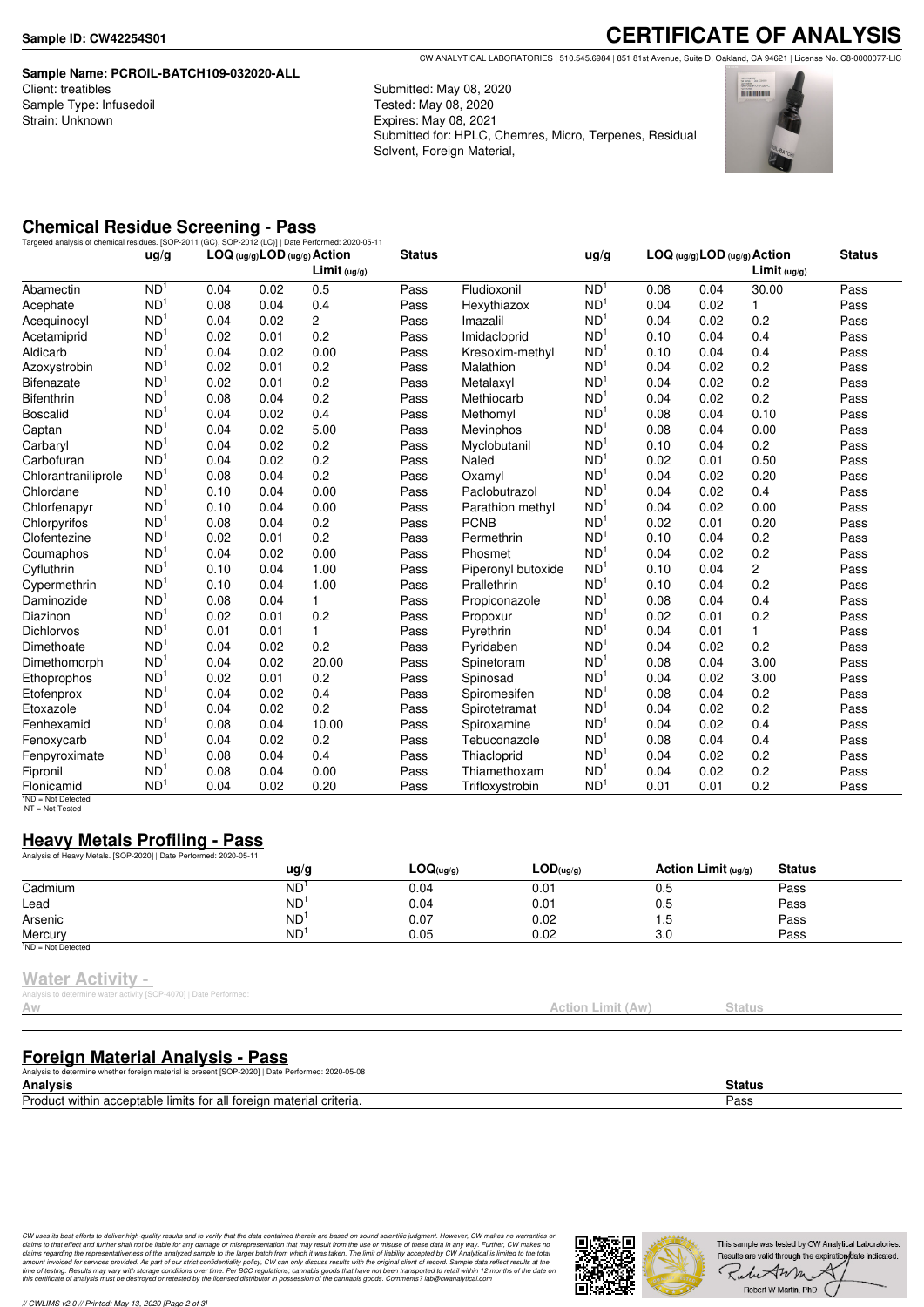**Sample ID: CW42254S01**

# CERTIFICATE OF ANALYSIS

CW ANALYTICAL LABORATORIES | 510.545.6984 | 851 81st Avenue, Suite D, Oakland, CA 94621 | License No. C8-0000077-LIC

**Sample Name: PCROIL-BATCH109-032020-ALL**
Client: treatibles
Sample Type: Infusedoil
Strain: Unknown

Submitted: May 08, 2020
Tested: May 08, 2020
Expires: May 08, 2021
Submitted for: HPLC, Chemres, Micro, Terpenes, Residual Solvent, Foreign Material,

## Chemical Residue Screening - Pass

Targeted analysis of chemical residues. [SOP-2011 (GC), SOP-2012 (LC)] | Date Performed: 2020-05-11

| | ug/g | LOQ (ug/g) | LOD (ug/g) | Action Limit (ug/g) | Status | | ug/g | LOQ (ug/g) | LOD (ug/g) | Action Limit (ug/g) | Status |
|---|---|---|---|---|---|---|---|---|---|---|---|
| Abamectin | ND[1] | 0.04 | 0.02 | 0.5 | Pass | Fludioxonil | ND[1] | 0.08 | 0.04 | 30.00 | Pass |
| Acephate | ND[1] | 0.08 | 0.04 | 0.4 | Pass | Hexythiazox | ND[1] | 0.04 | 0.02 | 1 | Pass |
| Acequinocyl | ND[1] | 0.04 | 0.02 | 2 | Pass | Imazalil | ND[1] | 0.04 | 0.02 | 0.2 | Pass |
| Acetamiprid | ND[1] | 0.02 | 0.01 | 0.2 | Pass | Imidacloprid | ND[1] | 0.10 | 0.04 | 0.4 | Pass |
| Aldicarb | ND[1] | 0.04 | 0.02 | 0.00 | Pass | Kresoxim-methyl | ND[1] | 0.10 | 0.04 | 0.4 | Pass |
| Azoxystrobin | ND[1] | 0.02 | 0.01 | 0.2 | Pass | Malathion | ND[1] | 0.04 | 0.02 | 0.2 | Pass |
| Bifenazate | ND[1] | 0.02 | 0.01 | 0.2 | Pass | Metalaxyl | ND[1] | 0.04 | 0.02 | 0.2 | Pass |
| Bifenthrin | ND[1] | 0.08 | 0.04 | 0.2 | Pass | Methiocarb | ND[1] | 0.04 | 0.02 | 0.2 | Pass |
| Boscalid | ND[1] | 0.04 | 0.02 | 0.4 | Pass | Methomyl | ND[1] | 0.08 | 0.04 | 0.10 | Pass |
| Captan | ND[1] | 0.04 | 0.02 | 5.00 | Pass | Mevinphos | ND[1] | 0.08 | 0.04 | 0.00 | Pass |
| Carbaryl | ND[1] | 0.04 | 0.02 | 0.2 | Pass | Myclobutanil | ND[1] | 0.10 | 0.04 | 0.2 | Pass |
| Carbofuran | ND[1] | 0.04 | 0.02 | 0.2 | Pass | Naled | ND[1] | 0.02 | 0.01 | 0.50 | Pass |
| Chlorantraniliprole | ND[1] | 0.08 | 0.04 | 0.2 | Pass | Oxamyl | ND[1] | 0.04 | 0.02 | 0.20 | Pass |
| Chlordane | ND[1] | 0.10 | 0.04 | 0.00 | Pass | Paclobutrazol | ND[1] | 0.04 | 0.02 | 0.4 | Pass |
| Chlorfenapyr | ND[1] | 0.10 | 0.04 | 0.00 | Pass | Parathion methyl | ND[1] | 0.04 | 0.02 | 0.00 | Pass |
| Chlorpyrifos | ND[1] | 0.08 | 0.04 | 0.2 | Pass | PCNB | ND[1] | 0.02 | 0.01 | 0.20 | Pass |
| Clofentezine | ND[1] | 0.02 | 0.01 | 0.2 | Pass | Permethrin | ND[1] | 0.10 | 0.04 | 0.2 | Pass |
| Coumaphos | ND[1] | 0.04 | 0.02 | 0.00 | Pass | Phosmet | ND[1] | 0.04 | 0.02 | 0.2 | Pass |
| Cyfluthrin | ND[1] | 0.10 | 0.04 | 1.00 | Pass | Piperonyl butoxide | ND[1] | 0.10 | 0.04 | 2 | Pass |
| Cypermethrin | ND[1] | 0.10 | 0.04 | 1.00 | Pass | Prallethrin | ND[1] | 0.10 | 0.04 | 0.2 | Pass |
| Daminozide | ND[1] | 0.08 | 0.04 | 1 | Pass | Propiconazole | ND[1] | 0.08 | 0.04 | 0.4 | Pass |
| Diazinon | ND[1] | 0.02 | 0.01 | 0.2 | Pass | Propoxur | ND[1] | 0.02 | 0.01 | 0.2 | Pass |
| Dichlorvos | ND[1] | 0.01 | 0.01 | 1 | Pass | Pyrethrin | ND[1] | 0.04 | 0.01 | 1 | Pass |
| Dimethoate | ND[1] | 0.04 | 0.02 | 0.2 | Pass | Pyridaben | ND[1] | 0.04 | 0.02 | 0.2 | Pass |
| Dimethomorph | ND[1] | 0.04 | 0.02 | 20.00 | Pass | Spinetoram | ND[1] | 0.08 | 0.04 | 3.00 | Pass |
| Ethoprophos | ND[1] | 0.02 | 0.01 | 0.2 | Pass | Spinosad | ND[1] | 0.04 | 0.02 | 3.00 | Pass |
| Etofenprox | ND[1] | 0.04 | 0.02 | 0.4 | Pass | Spiromesifen | ND[1] | 0.08 | 0.04 | 0.2 | Pass |
| Etoxazole | ND[1] | 0.04 | 0.02 | 0.2 | Pass | Spirotetramat | ND[1] | 0.04 | 0.02 | 0.2 | Pass |
| Fenhexamid | ND[1] | 0.08 | 0.04 | 10.00 | Pass | Spiroxamine | ND[1] | 0.04 | 0.02 | 0.4 | Pass |
| Fenoxycarb | ND[1] | 0.04 | 0.02 | 0.2 | Pass | Tebuconazole | ND[1] | 0.08 | 0.04 | 0.4 | Pass |
| Fenpyroximate | ND[1] | 0.08 | 0.04 | 0.4 | Pass | Thiacloprid | ND[1] | 0.04 | 0.02 | 0.2 | Pass |
| Fipronil | ND[1] | 0.08 | 0.04 | 0.00 | Pass | Thiamethoxam | ND[1] | 0.04 | 0.02 | 0.2 | Pass |
| Flonicamid | ND[1] | 0.04 | 0.02 | 0.20 | Pass | Trifloxystrobin | ND[1] | 0.01 | 0.01 | 0.2 | Pass |

[1]ND = Not Detected
NT = Not Tested

## Heavy Metals Profiling - Pass

Analysis of Heavy Metals. [SOP-2020] | Date Performed: 2020-05-11

| | ug/g | LOQ(ug/g) | LOD(ug/g) | Action Limit (ug/g) | Status |
|---|---|---|---|---|---|
| Cadmium | ND[1] | 0.04 | 0.01 | 0.5 | Pass |
| Lead | ND[1] | 0.04 | 0.01 | 0.5 | Pass |
| Arsenic | ND[1] | 0.07 | 0.02 | 1.5 | Pass |
| Mercury | ND[1] | 0.05 | 0.02 | 3.0 | Pass |

[1]ND = Not Detected

## Water Activity -

Analysis to determine water activity [SOP-4070] | Date Performed:

| Aw | Action Limit (Aw) | Status |
|---|---|---|

## Foreign Material Analysis - Pass

Analysis to determine whether foreign material is present [SOP-2020] | Date Performed: 2020-05-08

| Analysis | Status |
|---|---|
| Product within acceptable limits for all foreign material criteria. | Pass |

*CW uses its best efforts to deliver high-quality results and to verify that the data contained therein are based on sound scientific judgment. However, CW makes no warranties or claims to that effect and further shall not be liable for any damage or misrepresentation that may result from the use or misuse of these data in any way. Further, CW makes no claims regarding the representativeness of the analyzed sample to the larger batch from which it was taken. The limit of liability accepted by CW Analytical is limited to the total amount invoiced for services provided. As part of our strict confidentiality policy, CW can only discuss results with the original client of record. Sample data reflect results at the time of testing. Results may vary with storage conditions over time. Per BCC regulations; cannabis goods that have not been transported to retail within 12 months of the date on this certificate of analysis must be destroyed or retested by the licensed distributor in possession of the cannabis goods. Comments? lab@cwanalytical.com*

This sample was tested by CW Analytical Laboratories. Results are valid through the expiration date indicated.

Robert W Martin, PhD

// CWLIMS v2.0 // Printed: May 13, 2020 [Page 2 of 3]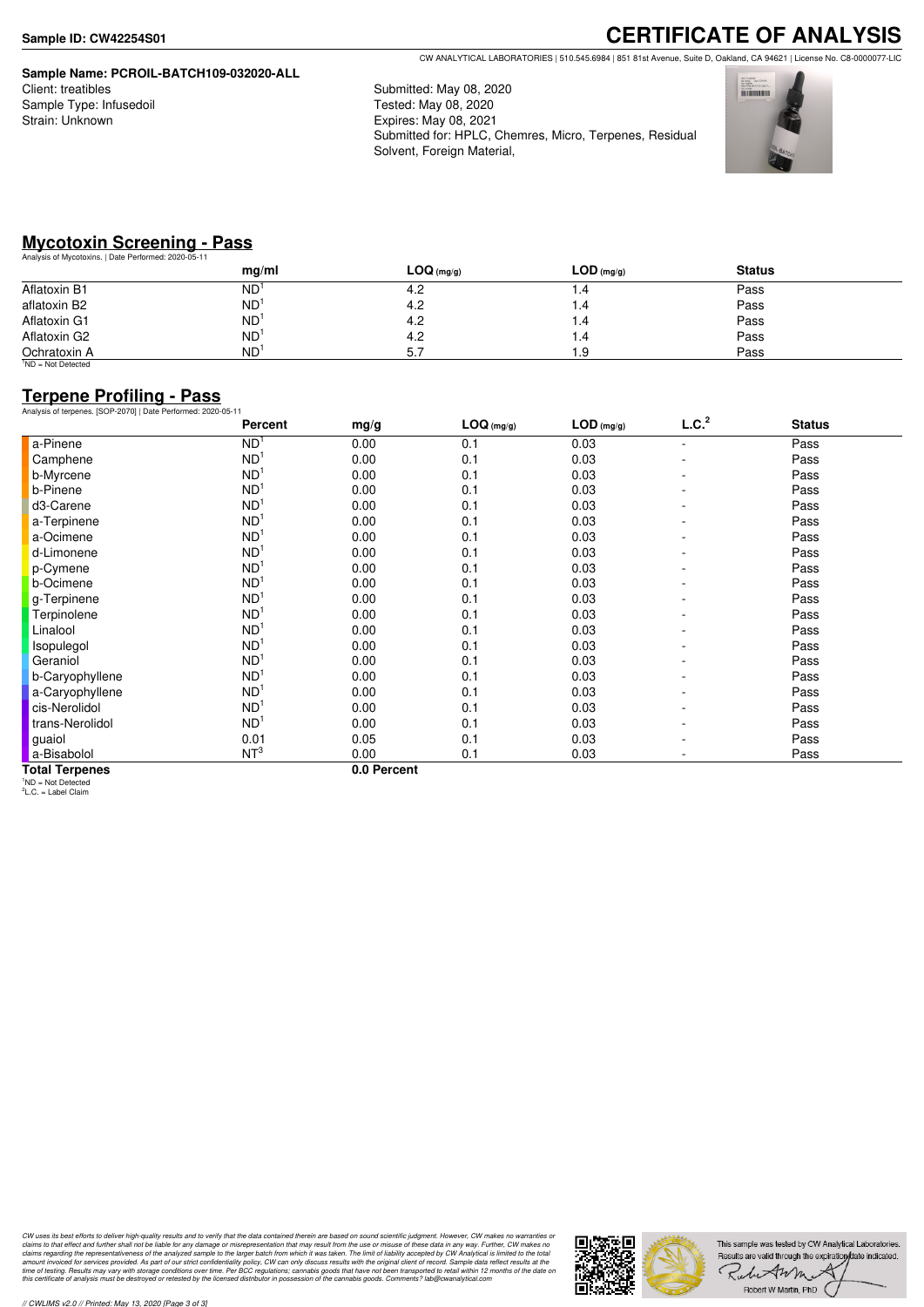**Sample ID: CW42254S01**

# CERTIFICATE OF ANALYSIS

CW ANALYTICAL LABORATORIES | 510.545.6984 | 851 81st Avenue, Suite D, Oakland, CA 94621 | License No. C8-0000077-LIC

**Sample Name: PCROIL-BATCH109-032020-ALL**
Client: treatibles
Sample Type: Infusedoil
Strain: Unknown

Submitted: May 08, 2020
Tested: May 08, 2020
Expires: May 08, 2021
Submitted for: HPLC, Chemres, Micro, Terpenes, Residual Solvent, Foreign Material,

## Mycotoxin Screening - Pass

Analysis of Mycotoxins. | Date Performed: 2020-05-11

| | mg/ml | LOQ (mg/g) | LOD (mg/g) | Status |
|---|---|---|---|---|
| Aflatoxin B1 | ND[1] | 4.2 | 1.4 | Pass |
| aflatoxin B2 | ND[1] | 4.2 | 1.4 | Pass |
| Aflatoxin G1 | ND[1] | 4.2 | 1.4 | Pass |
| Aflatoxin G2 | ND[1] | 4.2 | 1.4 | Pass |
| Ochratoxin A | ND[1] | 5.7 | 1.9 | Pass |

[1]ND = Not Detected

## Terpene Profiling - Pass

Analysis of terpenes. [SOP-2070] | Date Performed: 2020-05-11

| | Percent | mg/g | LOQ (mg/g) | LOD (mg/g) | L.C.[2] | Status |
|---|---|---|---|---|---|---|
| a-Pinene | ND[1] | 0.00 | 0.1 | 0.03 | - | Pass |
| Camphene | ND[1] | 0.00 | 0.1 | 0.03 | - | Pass |
| b-Myrcene | ND[1] | 0.00 | 0.1 | 0.03 | - | Pass |
| b-Pinene | ND[1] | 0.00 | 0.1 | 0.03 | - | Pass |
| d3-Carene | ND[1] | 0.00 | 0.1 | 0.03 | - | Pass |
| a-Terpinene | ND[1] | 0.00 | 0.1 | 0.03 | - | Pass |
| a-Ocimene | ND[1] | 0.00 | 0.1 | 0.03 | - | Pass |
| d-Limonene | ND[1] | 0.00 | 0.1 | 0.03 | - | Pass |
| p-Cymene | ND[1] | 0.00 | 0.1 | 0.03 | - | Pass |
| b-Ocimene | ND[1] | 0.00 | 0.1 | 0.03 | - | Pass |
| g-Terpinene | ND[1] | 0.00 | 0.1 | 0.03 | - | Pass |
| Terpinolene | ND[1] | 0.00 | 0.1 | 0.03 | - | Pass |
| Linalool | ND[1] | 0.00 | 0.1 | 0.03 | - | Pass |
| Isopulegol | ND[1] | 0.00 | 0.1 | 0.03 | - | Pass |
| Geraniol | ND[1] | 0.00 | 0.1 | 0.03 | - | Pass |
| b-Caryophyllene | ND[1] | 0.00 | 0.1 | 0.03 | - | Pass |
| a-Caryophyllene | ND[1] | 0.00 | 0.1 | 0.03 | - | Pass |
| cis-Nerolidol | ND[1] | 0.00 | 0.1 | 0.03 | - | Pass |
| trans-Nerolidol | ND[1] | 0.00 | 0.1 | 0.03 | - | Pass |
| guaiol | 0.01 | 0.05 | 0.1 | 0.03 | - | Pass |
| a-Bisabolol | NT[3] | 0.00 | 0.1 | 0.03 | - | Pass |
| **Total Terpenes** | | **0.0 Percent** | | | | |

[1]ND = Not Detected
[2]L.C. = Label Claim

CW uses its best efforts to deliver high-quality results and to verify that the data contained therein are based on sound scientific judgment. However, CW makes no warranties or claims to that effect and further shall not be liable for any damage or misrepresentation that may result from the use or misuse of these data in any way. Further, CW makes no claims regarding the representativeness of the analyzed sample to the larger batch from which it was taken. The limit of liability accepted by CW Analytical is limited to the total amount invoiced for services provided. As part of our strict confidentiality policy, CW can only discuss results with the original client of record. Sample data reflect results at the time of testing. Results may vary with storage conditions over time. Per BCC regulations; cannabis goods that have not been transported to retail within 12 months of the date on this certificate of analysis must be destroyed or retested by the licensed distributor in possession of the cannabis goods. Comments? lab@cwanalytical.com

This sample was tested by CW Analytical Laboratories. Results are valid through the expiration date indicated.

Robert W Martin, PhD

// CWLIMS v2.0 // Printed: May 13, 2020 [Page 3 of 3]